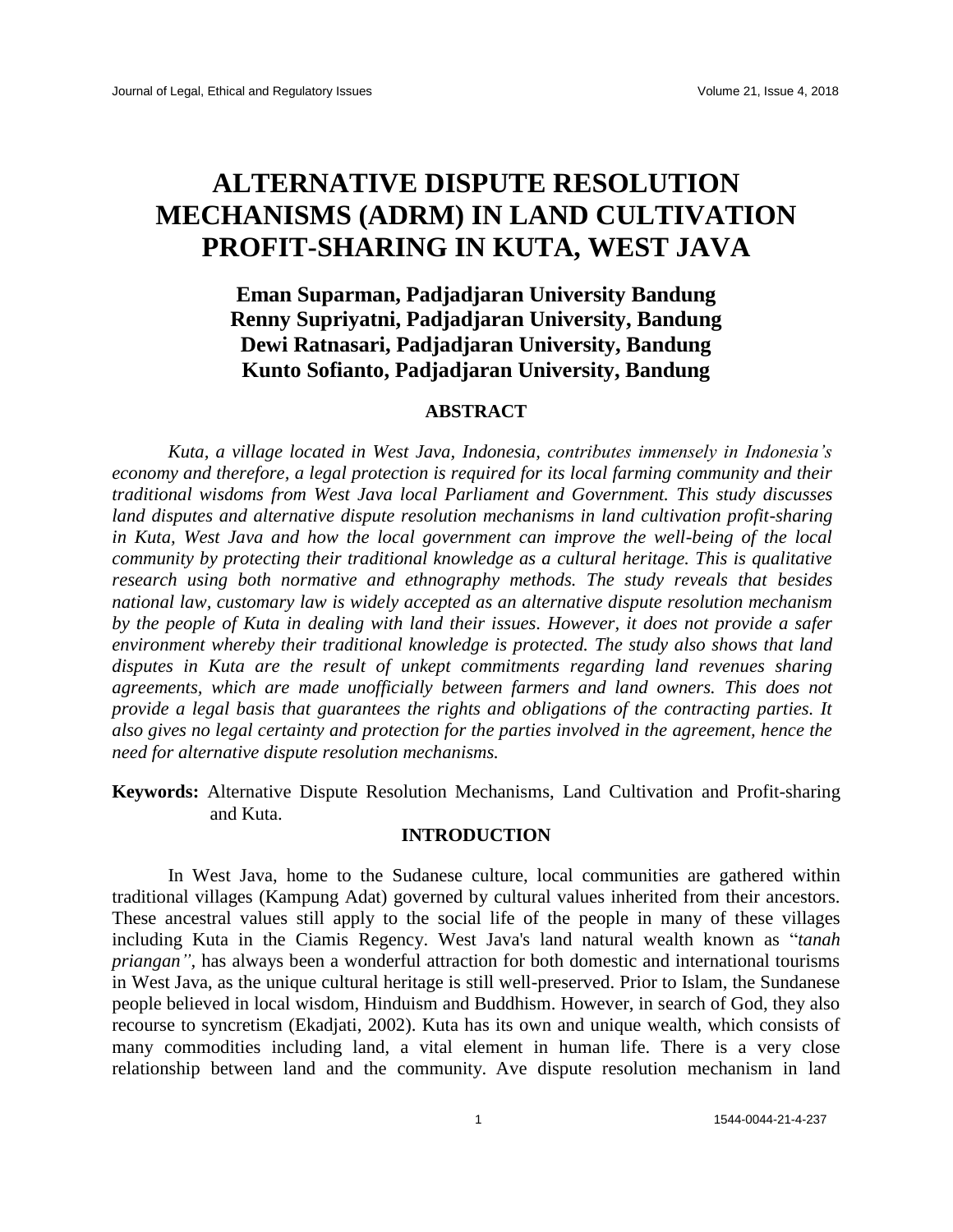# ALTERNATIVE DISPUTE RESOLUTION MECHANISMS (ADRM) IN LAND CULTIVATION PROFIT-SHARING IN KUTA, WEST JAVA

**Eman Suparman, Padjadjaran University Bandung**
**Renny Supriyatni, Padjadjaran University, Bandung**
**Dewi Ratnasari, Padjadjaran University, Bandung**
**Kunto Sofianto, Padjadjaran University, Bandung**

## ABSTRACT

*Kuta, a village located in West Java, Indonesia, contributes immensely in Indonesia's economy and therefore, a legal protection is required for its local farming community and their traditional wisdoms from West Java local Parliament and Government. This study discusses land disputes and alternative dispute resolution mechanisms in land cultivation profit-sharing in Kuta, West Java and how the local government can improve the well-being of the local community by protecting their traditional knowledge as a cultural heritage. This is qualitative research using both normative and ethnography methods. The study reveals that besides national law, customary law is widely accepted as an alternative dispute resolution mechanism by the people of Kuta in dealing with land their issues. However, it does not provide a safer environment whereby their traditional knowledge is protected. The study also shows that land disputes in Kuta are the result of unkept commitments regarding land revenues sharing agreements, which are made unofficially between farmers and land owners. This does not provide a legal basis that guarantees the rights and obligations of the contracting parties. It also gives no legal certainty and protection for the parties involved in the agreement, hence the need for alternative dispute resolution mechanisms.*

**Keywords:** Alternative Dispute Resolution Mechanisms, Land Cultivation and Profit-sharing and Kuta.

## INTRODUCTION

In West Java, home to the Sudanese culture, local communities are gathered within traditional villages (Kampung Adat) governed by cultural values inherited from their ancestors. These ancestral values still apply to the social life of the people in many of these villages including Kuta in the Ciamis Regency. West Java's land natural wealth known as "*tanah priangan"*, has always been a wonderful attraction for both domestic and international tourisms in West Java, as the unique cultural heritage is still well-preserved. Prior to Islam, the Sundanese people believed in local wisdom, Hinduism and Buddhism. However, in search of God, they also recourse to syncretism (Ekadjati, 2002). Kuta has its own and unique wealth, which consists of many commodities including land, a vital element in human life. There is a very close relationship between land and the community. Ave dispute resolution mechanism in land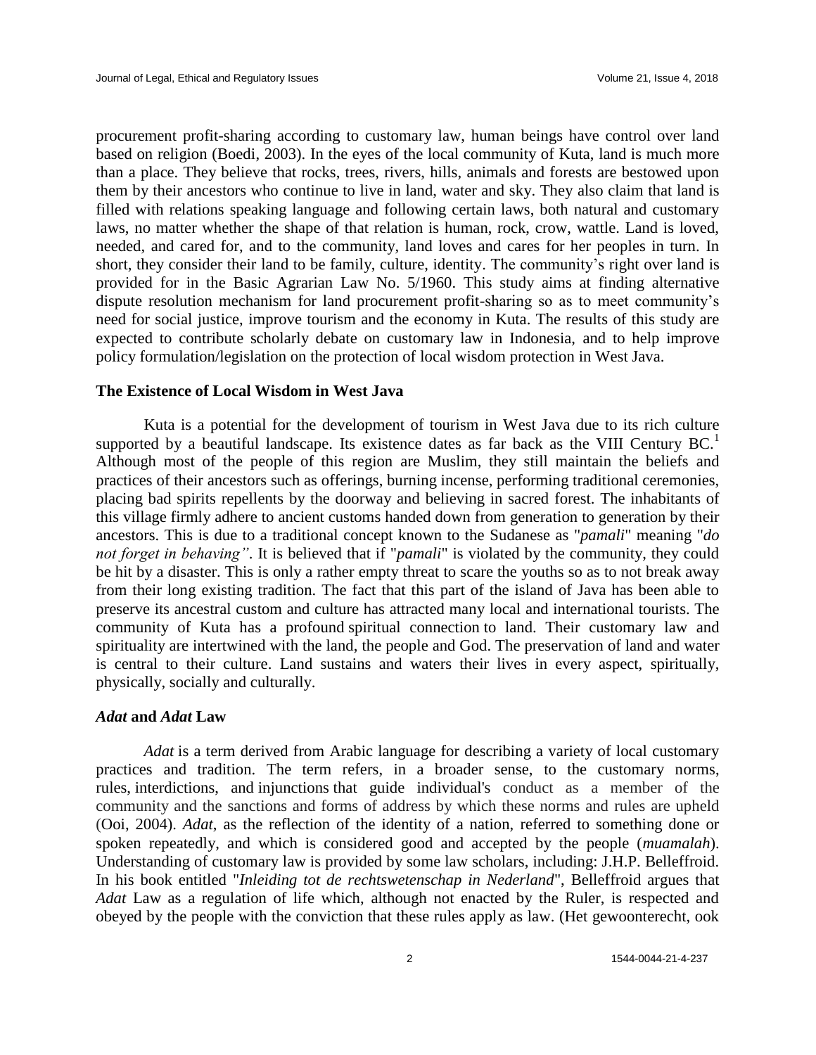procurement profit-sharing according to customary law, human beings have control over land based on religion (Boedi, 2003). In the eyes of the local community of Kuta, land is much more than a place. They believe that rocks, trees, rivers, hills, animals and forests are bestowed upon them by their ancestors who continue to live in land, water and sky. They also claim that land is filled with relations speaking language and following certain laws, both natural and customary laws, no matter whether the shape of that relation is human, rock, crow, wattle. Land is loved, needed, and cared for, and to the community, land loves and cares for her peoples in turn. In short, they consider their land to be family, culture, identity. The community's right over land is provided for in the Basic Agrarian Law No. 5/1960. This study aims at finding alternative dispute resolution mechanism for land procurement profit-sharing so as to meet community's need for social justice, improve tourism and the economy in Kuta. The results of this study are expected to contribute scholarly debate on customary law in Indonesia, and to help improve policy formulation/legislation on the protection of local wisdom protection in West Java.

### The Existence of Local Wisdom in West Java

Kuta is a potential for the development of tourism in West Java due to its rich culture supported by a beautiful landscape. Its existence dates as far back as the VIII Century BC.[1] Although most of the people of this region are Muslim, they still maintain the beliefs and practices of their ancestors such as offerings, burning incense, performing traditional ceremonies, placing bad spirits repellents by the doorway and believing in sacred forest. The inhabitants of this village firmly adhere to ancient customs handed down from generation to generation by their ancestors. This is due to a traditional concept known to the Sudanese as "*pamali*" meaning "*do not forget in behaving"*. It is believed that if "*pamali*" is violated by the community, they could be hit by a disaster. This is only a rather empty threat to scare the youths so as to not break away from their long existing tradition. The fact that this part of the island of Java has been able to preserve its ancestral custom and culture has attracted many local and international tourists. The community of Kuta has a profound spiritual connection to land. Their customary law and spirituality are intertwined with the land, the people and God. The preservation of land and water is central to their culture. Land sustains and waters their lives in every aspect, spiritually, physically, socially and culturally.

### *Adat* and *Adat* Law

*Adat* is a term derived from Arabic language for describing a variety of local customary practices and tradition. The term refers, in a broader sense, to the customary norms, rules, interdictions, and injunctions that guide individual's conduct as a member of the community and the sanctions and forms of address by which these norms and rules are upheld (Ooi, 2004). *Adat*, as the reflection of the identity of a nation, referred to something done or spoken repeatedly, and which is considered good and accepted by the people (*muamalah*). Understanding of customary law is provided by some law scholars, including: J.H.P. Belleffroid. In his book entitled "*Inleiding tot de rechtswetenschap in Nederland*", Belleffroid argues that *Adat* Law as a regulation of life which, although not enacted by the Ruler, is respected and obeyed by the people with the conviction that these rules apply as law. (Het gewoonterecht, ook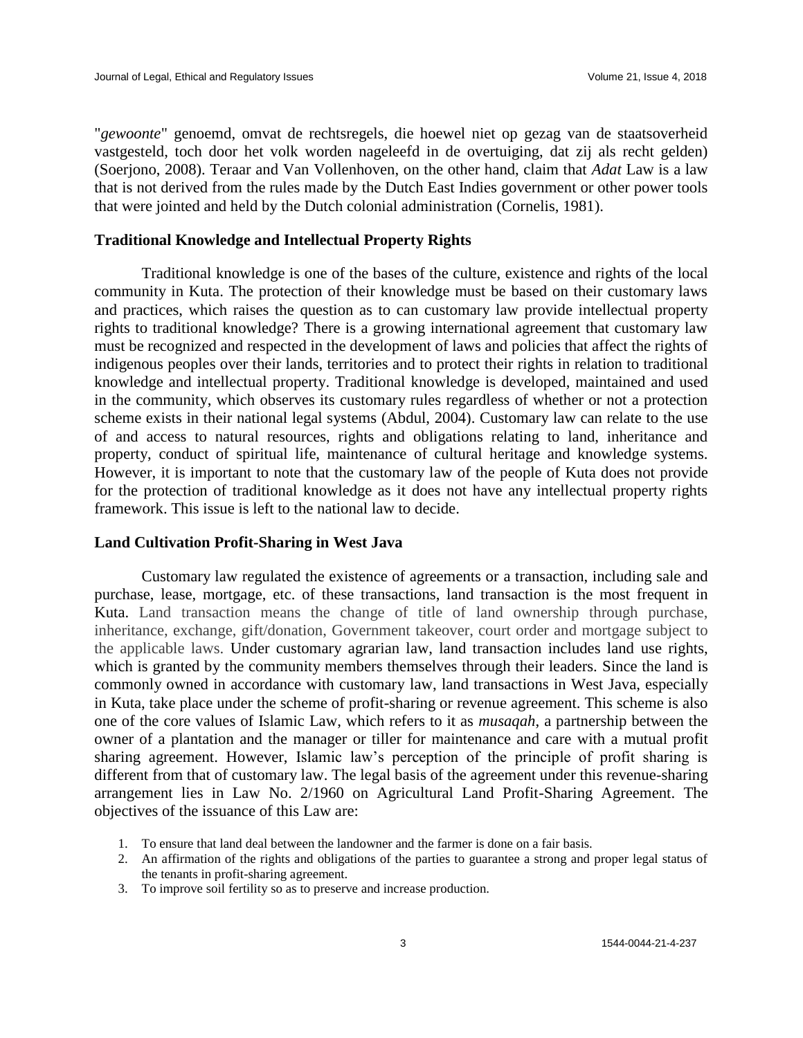"*gewoonte*" genoemd, omvat de rechtsregels, die hoewel niet op gezag van de staatsoverheid vastgesteld, toch door het volk worden nageleefd in de overtuiging, dat zij als recht gelden) (Soerjono, 2008). Teraar and Van Vollenhoven, on the other hand, claim that *Adat* Law is a law that is not derived from the rules made by the Dutch East Indies government or other power tools that were jointed and held by the Dutch colonial administration (Cornelis, 1981).

### Traditional Knowledge and Intellectual Property Rights

Traditional knowledge is one of the bases of the culture, existence and rights of the local community in Kuta. The protection of their knowledge must be based on their customary laws and practices, which raises the question as to can customary law provide intellectual property rights to traditional knowledge? There is a growing international agreement that customary law must be recognized and respected in the development of laws and policies that affect the rights of indigenous peoples over their lands, territories and to protect their rights in relation to traditional knowledge and intellectual property. Traditional knowledge is developed, maintained and used in the community, which observes its customary rules regardless of whether or not a protection scheme exists in their national legal systems (Abdul, 2004). Customary law can relate to the use of and access to natural resources, rights and obligations relating to land, inheritance and property, conduct of spiritual life, maintenance of cultural heritage and knowledge systems. However, it is important to note that the customary law of the people of Kuta does not provide for the protection of traditional knowledge as it does not have any intellectual property rights framework. This issue is left to the national law to decide.

### Land Cultivation Profit-Sharing in West Java

Customary law regulated the existence of agreements or a transaction, including sale and purchase, lease, mortgage, etc. of these transactions, land transaction is the most frequent in Kuta. Land transaction means the change of title of land ownership through purchase, inheritance, exchange, gift/donation, Government takeover, court order and mortgage subject to the applicable laws. Under customary agrarian law, land transaction includes land use rights, which is granted by the community members themselves through their leaders. Since the land is commonly owned in accordance with customary law, land transactions in West Java, especially in Kuta, take place under the scheme of profit-sharing or revenue agreement. This scheme is also one of the core values of Islamic Law, which refers to it as *musaqah*, a partnership between the owner of a plantation and the manager or tiller for maintenance and care with a mutual profit sharing agreement. However, Islamic law's perception of the principle of profit sharing is different from that of customary law. The legal basis of the agreement under this revenue-sharing arrangement lies in Law No. 2/1960 on Agricultural Land Profit-Sharing Agreement. The objectives of the issuance of this Law are:

1. To ensure that land deal between the landowner and the farmer is done on a fair basis.
2. An affirmation of the rights and obligations of the parties to guarantee a strong and proper legal status of the tenants in profit-sharing agreement.
3. To improve soil fertility so as to preserve and increase production.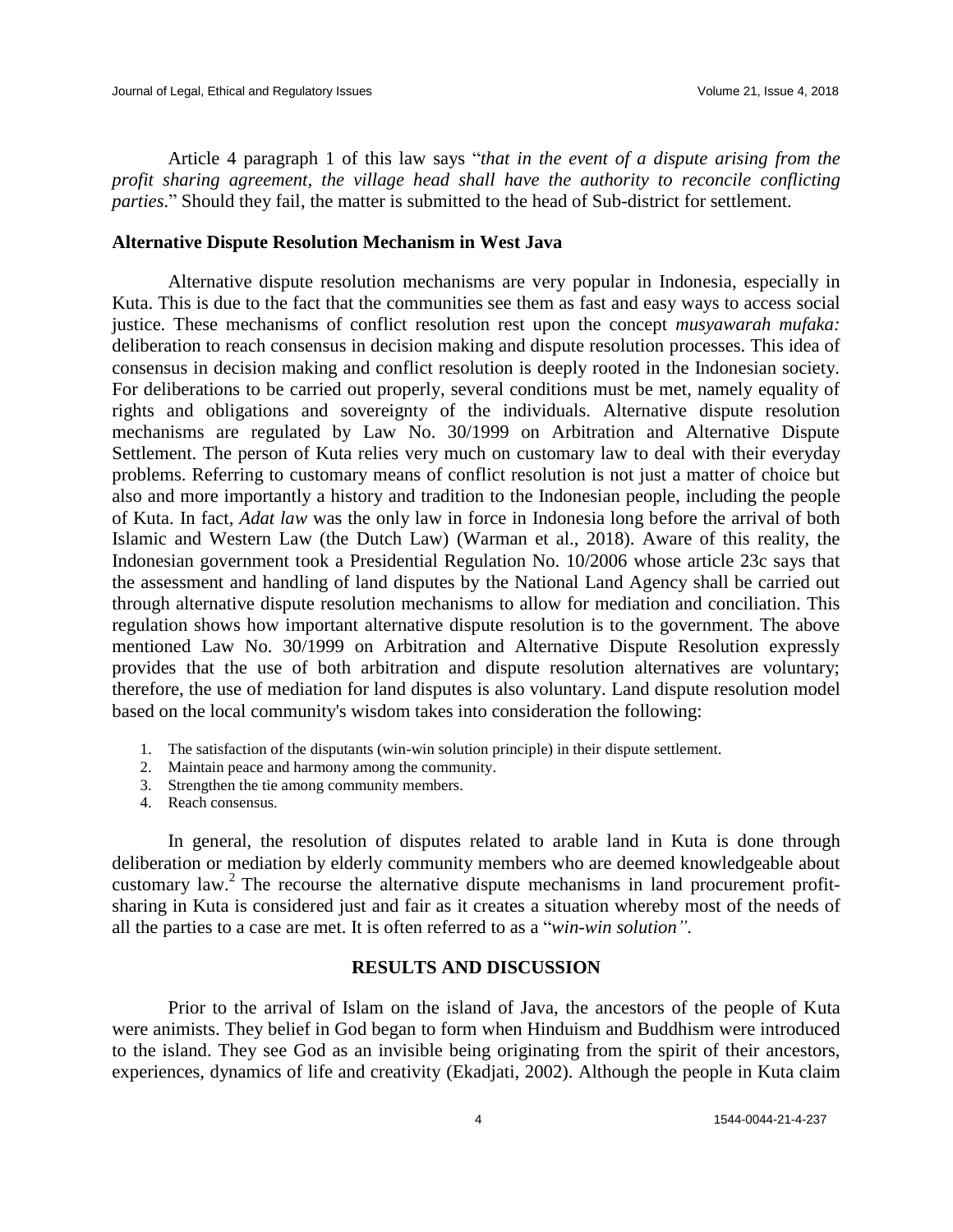Article 4 paragraph 1 of this law says "*that in the event of a dispute arising from the profit sharing agreement, the village head shall have the authority to reconcile conflicting parties*." Should they fail, the matter is submitted to the head of Sub-district for settlement.

## Alternative Dispute Resolution Mechanism in West Java

Alternative dispute resolution mechanisms are very popular in Indonesia, especially in Kuta. This is due to the fact that the communities see them as fast and easy ways to access social justice. These mechanisms of conflict resolution rest upon the concept *musyawarah mufaka:* deliberation to reach consensus in decision making and dispute resolution processes. This idea of consensus in decision making and conflict resolution is deeply rooted in the Indonesian society. For deliberations to be carried out properly, several conditions must be met, namely equality of rights and obligations and sovereignty of the individuals. Alternative dispute resolution mechanisms are regulated by Law No. 30/1999 on Arbitration and Alternative Dispute Settlement. The person of Kuta relies very much on customary law to deal with their everyday problems. Referring to customary means of conflict resolution is not just a matter of choice but also and more importantly a history and tradition to the Indonesian people, including the people of Kuta. In fact, *Adat law* was the only law in force in Indonesia long before the arrival of both Islamic and Western Law (the Dutch Law) (Warman et al., 2018). Aware of this reality, the Indonesian government took a Presidential Regulation No. 10/2006 whose article 23c says that the assessment and handling of land disputes by the National Land Agency shall be carried out through alternative dispute resolution mechanisms to allow for mediation and conciliation. This regulation shows how important alternative dispute resolution is to the government. The above mentioned Law No. 30/1999 on Arbitration and Alternative Dispute Resolution expressly provides that the use of both arbitration and dispute resolution alternatives are voluntary; therefore, the use of mediation for land disputes is also voluntary. Land dispute resolution model based on the local community's wisdom takes into consideration the following:

1. The satisfaction of the disputants (win-win solution principle) in their dispute settlement.
2. Maintain peace and harmony among the community.
3. Strengthen the tie among community members.
4. Reach consensus.

In general, the resolution of disputes related to arable land in Kuta is done through deliberation or mediation by elderly community members who are deemed knowledgeable about customary law.[2] The recourse the alternative dispute mechanisms in land procurement profit-sharing in Kuta is considered just and fair as it creates a situation whereby most of the needs of all the parties to a case are met. It is often referred to as a "*win-win solution"*.

## RESULTS AND DISCUSSION

Prior to the arrival of Islam on the island of Java, the ancestors of the people of Kuta were animists. They belief in God began to form when Hinduism and Buddhism were introduced to the island. They see God as an invisible being originating from the spirit of their ancestors, experiences, dynamics of life and creativity (Ekadjati, 2002). Although the people in Kuta claim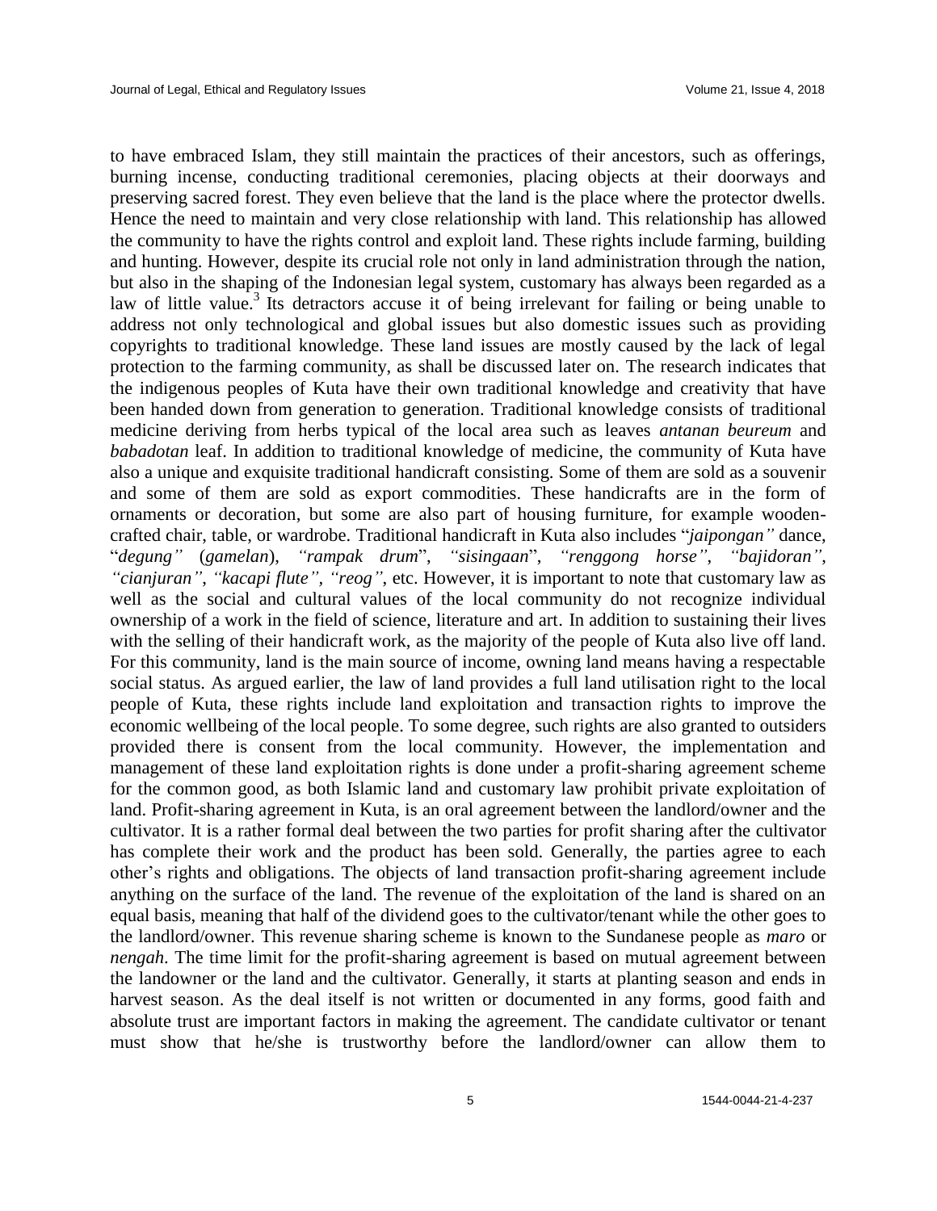to have embraced Islam, they still maintain the practices of their ancestors, such as offerings, burning incense, conducting traditional ceremonies, placing objects at their doorways and preserving sacred forest. They even believe that the land is the place where the protector dwells. Hence the need to maintain and very close relationship with land. This relationship has allowed the community to have the rights control and exploit land. These rights include farming, building and hunting. However, despite its crucial role not only in land administration through the nation, but also in the shaping of the Indonesian legal system, customary has always been regarded as a law of little value.[3] Its detractors accuse it of being irrelevant for failing or being unable to address not only technological and global issues but also domestic issues such as providing copyrights to traditional knowledge. These land issues are mostly caused by the lack of legal protection to the farming community, as shall be discussed later on. The research indicates that the indigenous peoples of Kuta have their own traditional knowledge and creativity that have been handed down from generation to generation. Traditional knowledge consists of traditional medicine deriving from herbs typical of the local area such as leaves *antanan beureum* and *babadotan* leaf. In addition to traditional knowledge of medicine, the community of Kuta have also a unique and exquisite traditional handicraft consisting. Some of them are sold as a souvenir and some of them are sold as export commodities. These handicrafts are in the form of ornaments or decoration, but some are also part of housing furniture, for example wooden-crafted chair, table, or wardrobe. Traditional handicraft in Kuta also includes "*jaipongan"* dance, "*degung"* (*gamelan*), *"rampak drum*", *"sisingaan*", *"renggong horse"*, *"bajidoran"*, *"cianjuran"*, *"kacapi flute"*, *"reog"*, etc. However, it is important to note that customary law as well as the social and cultural values of the local community do not recognize individual ownership of a work in the field of science, literature and art. In addition to sustaining their lives with the selling of their handicraft work, as the majority of the people of Kuta also live off land. For this community, land is the main source of income, owning land means having a respectable social status. As argued earlier, the law of land provides a full land utilisation right to the local people of Kuta, these rights include land exploitation and transaction rights to improve the economic wellbeing of the local people. To some degree, such rights are also granted to outsiders provided there is consent from the local community. However, the implementation and management of these land exploitation rights is done under a profit-sharing agreement scheme for the common good, as both Islamic land and customary law prohibit private exploitation of land. Profit-sharing agreement in Kuta, is an oral agreement between the landlord/owner and the cultivator. It is a rather formal deal between the two parties for profit sharing after the cultivator has complete their work and the product has been sold. Generally, the parties agree to each other's rights and obligations. The objects of land transaction profit-sharing agreement include anything on the surface of the land. The revenue of the exploitation of the land is shared on an equal basis, meaning that half of the dividend goes to the cultivator/tenant while the other goes to the landlord/owner. This revenue sharing scheme is known to the Sundanese people as *maro* or *nengah*. The time limit for the profit-sharing agreement is based on mutual agreement between the landowner or the land and the cultivator. Generally, it starts at planting season and ends in harvest season. As the deal itself is not written or documented in any forms, good faith and absolute trust are important factors in making the agreement. The candidate cultivator or tenant must show that he/she is trustworthy before the landlord/owner can allow them to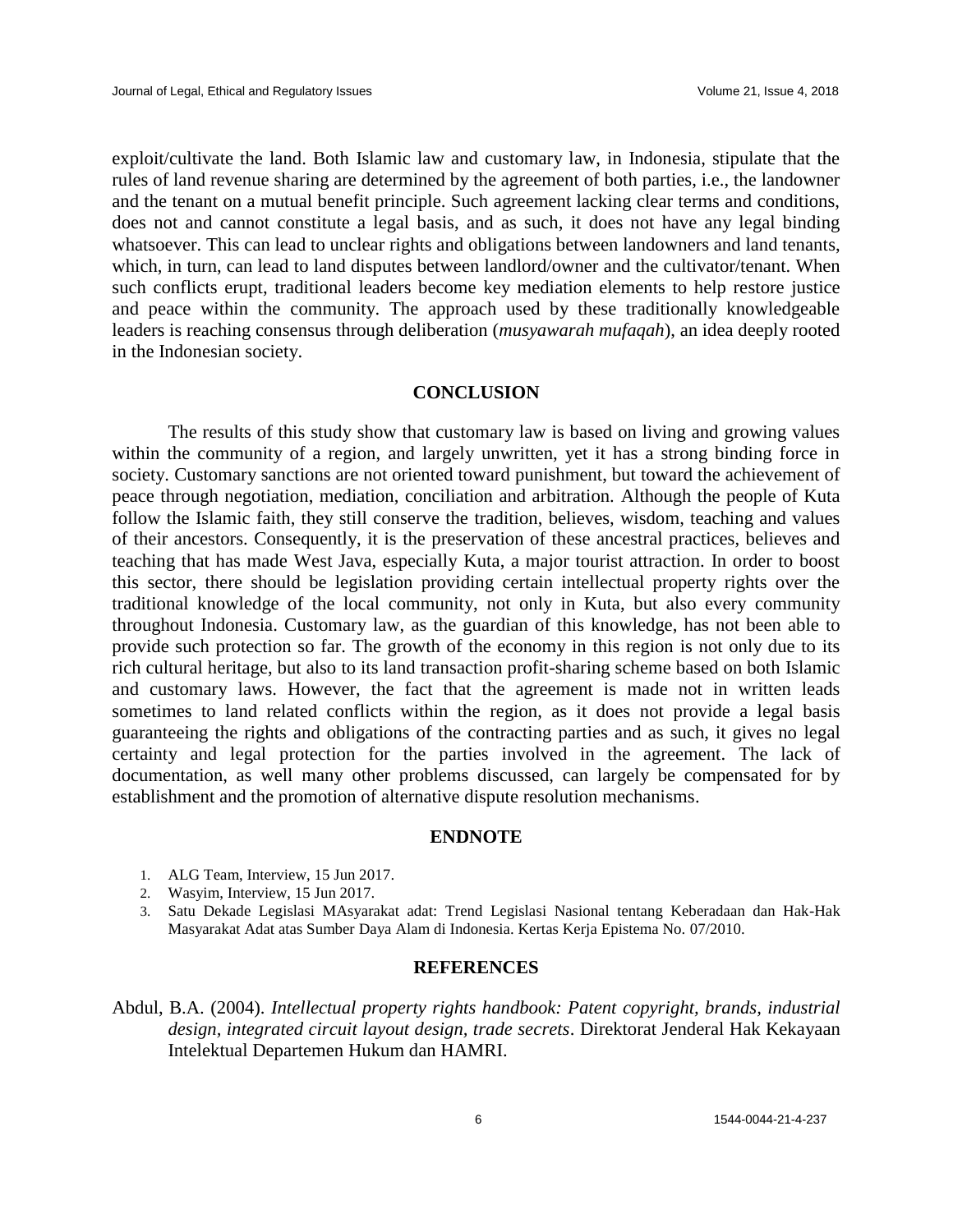exploit/cultivate the land. Both Islamic law and customary law, in Indonesia, stipulate that the rules of land revenue sharing are determined by the agreement of both parties, i.e., the landowner and the tenant on a mutual benefit principle. Such agreement lacking clear terms and conditions, does not and cannot constitute a legal basis, and as such, it does not have any legal binding whatsoever. This can lead to unclear rights and obligations between landowners and land tenants, which, in turn, can lead to land disputes between landlord/owner and the cultivator/tenant. When such conflicts erupt, traditional leaders become key mediation elements to help restore justice and peace within the community. The approach used by these traditionally knowledgeable leaders is reaching consensus through deliberation (*musyawarah mufaqah*), an idea deeply rooted in the Indonesian society.

## CONCLUSION

The results of this study show that customary law is based on living and growing values within the community of a region, and largely unwritten, yet it has a strong binding force in society. Customary sanctions are not oriented toward punishment, but toward the achievement of peace through negotiation, mediation, conciliation and arbitration. Although the people of Kuta follow the Islamic faith, they still conserve the tradition, believes, wisdom, teaching and values of their ancestors. Consequently, it is the preservation of these ancestral practices, believes and teaching that has made West Java, especially Kuta, a major tourist attraction. In order to boost this sector, there should be legislation providing certain intellectual property rights over the traditional knowledge of the local community, not only in Kuta, but also every community throughout Indonesia. Customary law, as the guardian of this knowledge, has not been able to provide such protection so far. The growth of the economy in this region is not only due to its rich cultural heritage, but also to its land transaction profit-sharing scheme based on both Islamic and customary laws. However, the fact that the agreement is made not in written leads sometimes to land related conflicts within the region, as it does not provide a legal basis guaranteeing the rights and obligations of the contracting parties and as such, it gives no legal certainty and legal protection for the parties involved in the agreement. The lack of documentation, as well many other problems discussed, can largely be compensated for by establishment and the promotion of alternative dispute resolution mechanisms.

## ENDNOTE

1. ALG Team, Interview, 15 Jun 2017.
2. Wasyim, Interview, 15 Jun 2017.
3. Satu Dekade Legislasi MAsyarakat adat: Trend Legislasi Nasional tentang Keberadaan dan Hak-Hak Masyarakat Adat atas Sumber Daya Alam di Indonesia. Kertas Kerja Epistema No. 07/2010.

## REFERENCES

Abdul, B.A. (2004). *Intellectual property rights handbook: Patent copyright, brands, industrial design, integrated circuit layout design, trade secrets*. Direktorat Jenderal Hak Kekayaan Intelektual Departemen Hukum dan HAMRI.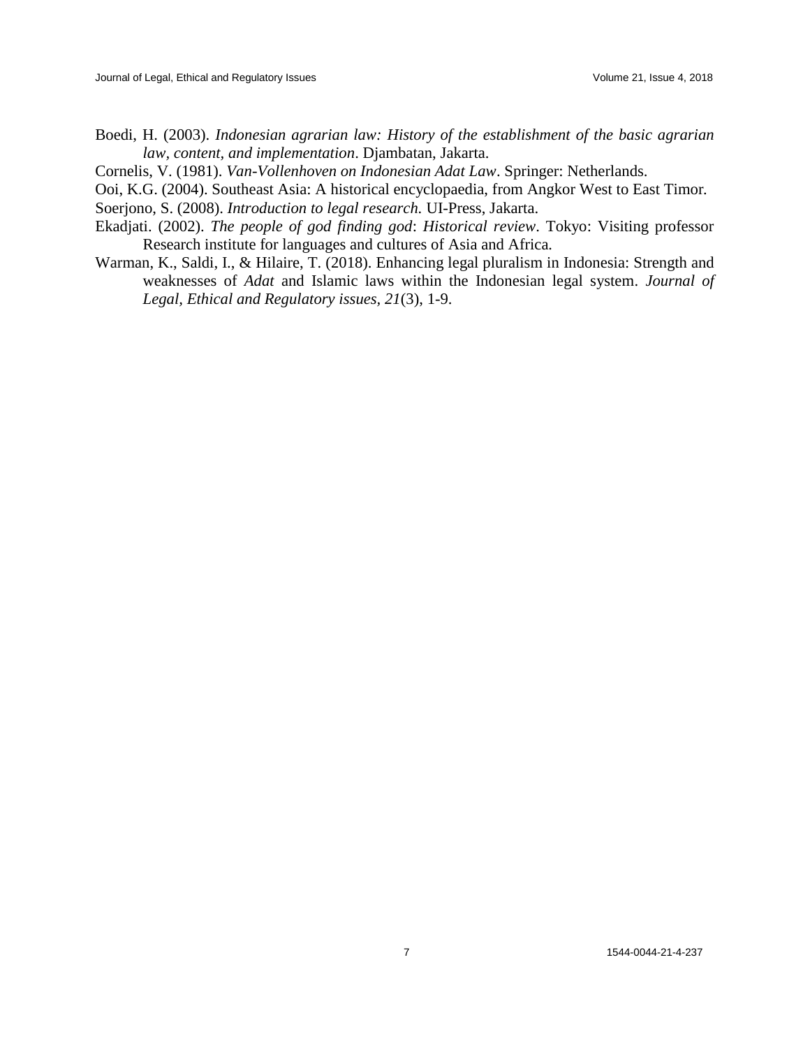Boedi, H. (2003). *Indonesian agrarian law: History of the establishment of the basic agrarian law, content, and implementation*. Djambatan, Jakarta.

Cornelis, V. (1981). *Van-Vollenhoven on Indonesian Adat Law*. Springer: Netherlands.

Ooi, K.G. (2004). Southeast Asia: A historical encyclopaedia, from Angkor West to East Timor.

Soerjono, S. (2008). *Introduction to legal research.* UI-Press, Jakarta.

Ekadjati. (2002). *The people of god finding god*: *Historical review*. Tokyo: Visiting professor Research institute for languages and cultures of Asia and Africa.

Warman, K., Saldi, I., & Hilaire, T. (2018). Enhancing legal pluralism in Indonesia: Strength and weaknesses of *Adat* and Islamic laws within the Indonesian legal system. *Journal of Legal, Ethical and Regulatory issues, 21*(3), 1-9.